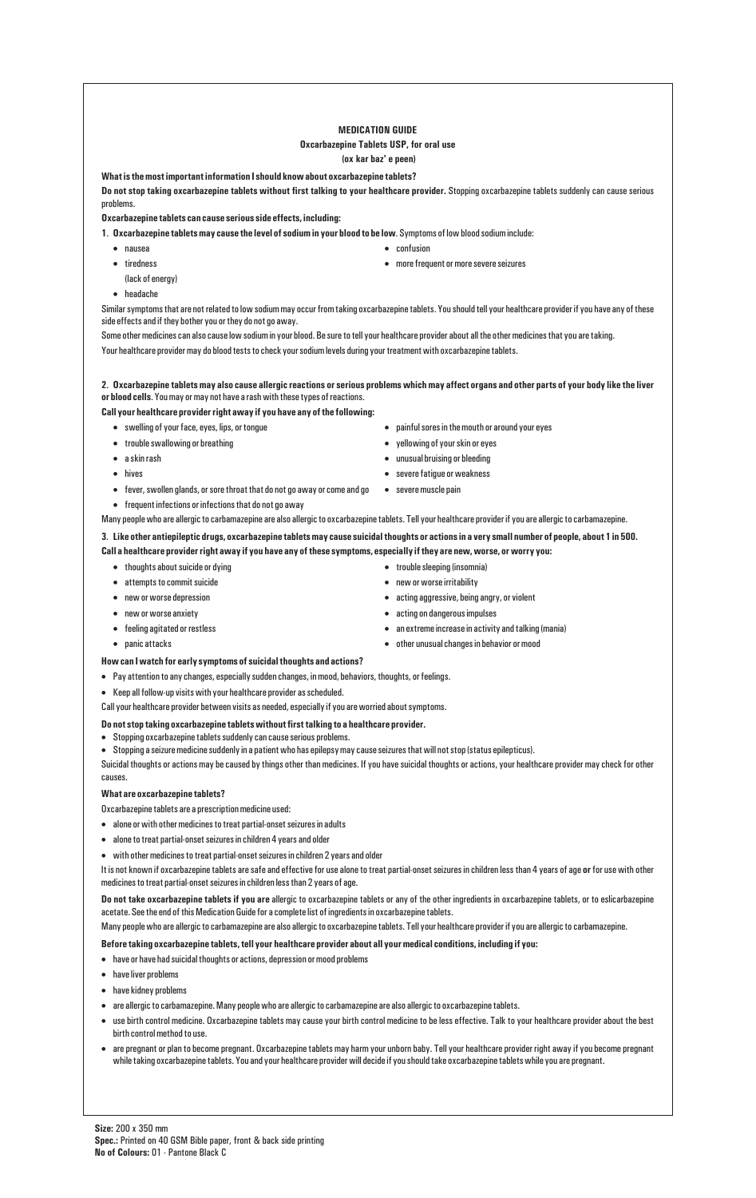# MEDICATION GUIDE

## Oxcarbazepine Tablets USP, for oral use

**(ox kar baz' e peen)**

**What is the most important information I should know about oxcarbazepine tablets?**

**Do not stop taking oxcarbazepine tablets without first talking to your healthcare provider.** Stopping oxcarbazepine tablets suddenly can cause serious problems.

**Oxcarbazepine tablets can cause serious side effects, including:**

**1. Oxcarbazepine tablets may cause the level of sodium in your blood to be low**. Symptoms of low blood sodium include:

- nausea
- tiredness (lack of energy)
- headache
- confusion
- more frequent or more severe seizures

Similar symptoms that are not related to low sodium may occur from taking oxcarbazepine tablets. You should tell your healthcare provider if you have any of these side effects and if they bother you or they do not go away.

Some other medicines can also cause low sodium in your blood. Be sure to tell your healthcare provider about all the other medicines that you are taking.

Your healthcare provider may do blood tests to check your sodium levels during your treatment with oxcarbazepine tablets.

**2. Oxcarbazepine tablets may also cause allergic reactions or serious problems which may affect organs and other parts of your body like the liver or blood cells**. You may or may not have a rash with these types of reactions.

**Call your healthcare provider right away if you have any of the following:**

- swelling of your face, eyes, lips, or tongue
- trouble swallowing or breathing
- a skin rash
- hives
- fever, swollen glands, or sore throat that do not go away or come and go
- frequent infections or infections that do not go away
- painful sores in the mouth or around your eyes
- yellowing of your skin or eyes
- unusual bruising or bleeding
- severe fatigue or weakness
- severe muscle pain

Many people who are allergic to carbamazepine are also allergic to oxcarbazepine tablets. Tell your healthcare provider if you are allergic to carbamazepine.

**3. Like other antiepileptic drugs, oxcarbazepine tablets may cause suicidal thoughts or actions in a very small number of people, about 1 in 500.**

**Call a healthcare provider right away if you have any of these symptoms, especially if they are new, worse, or worry you:**

- thoughts about suicide or dying
- attempts to commit suicide
- new or worse depression
- new or worse anxiety
- feeling agitated or restless
- panic attacks
- trouble sleeping (insomnia)
- new or worse irritability
- acting aggressive, being angry, or violent
- acting on dangerous impulses
- an extreme increase in activity and talking (mania)
- other unusual changes in behavior or mood

**How can I watch for early symptoms of suicidal thoughts and actions?**

- Pay attention to any changes, especially sudden changes, in mood, behaviors, thoughts, or feelings.
- Keep all follow-up visits with your healthcare provider as scheduled.

Call your healthcare provider between visits as needed, especially if you are worried about symptoms.

**Do not stop taking oxcarbazepine tablets without first talking to a healthcare provider.**

- Stopping oxcarbazepine tablets suddenly can cause serious problems.
- Stopping a seizure medicine suddenly in a patient who has epilepsy may cause seizures that will not stop (status epilepticus).

Suicidal thoughts or actions may be caused by things other than medicines. If you have suicidal thoughts or actions, your healthcare provider may check for other causes.

**What are oxcarbazepine tablets?**

Oxcarbazepine tablets are a prescription medicine used:

- alone or with other medicines to treat partial-onset seizures in adults
- alone to treat partial-onset seizures in children 4 years and older
- with other medicines to treat partial-onset seizures in children 2 years and older

It is not known if oxcarbazepine tablets are safe and effective for use alone to treat partial-onset seizures in children less than 4 years of age **or** for use with other medicines to treat partial-onset seizures in children less than 2 years of age.

**Do not take oxcarbazepine tablets if you are** allergic to oxcarbazepine tablets or any of the other ingredients in oxcarbazepine tablets, or to eslicarbazepine acetate. See the end of this Medication Guide for a complete list of ingredients in oxcarbazepine tablets.

Many people who are allergic to carbamazepine are also allergic to oxcarbazepine tablets. Tell your healthcare provider if you are allergic to carbamazepine.

**Before taking oxcarbazepine tablets, tell your healthcare provider about all your medical conditions, including if you:**

- have or have had suicidal thoughts or actions, depression or mood problems
- have liver problems
- have kidney problems
- are allergic to carbamazepine. Many people who are allergic to carbamazepine are also allergic to oxcarbazepine tablets.
- use birth control medicine. Oxcarbazepine tablets may cause your birth control medicine to be less effective. Talk to your healthcare provider about the best birth control method to use.
- are pregnant or plan to become pregnant. Oxcarbazepine tablets may harm your unborn baby. Tell your healthcare provider right away if you become pregnant while taking oxcarbazepine tablets. You and your healthcare provider will decide if you should take oxcarbazepine tablets while you are pregnant.

**Size:** 200 x 350 mm
**Spec.:** Printed on 40 GSM Bible paper, front & back side printing
**No of Colours:** 01 - Pantone Black C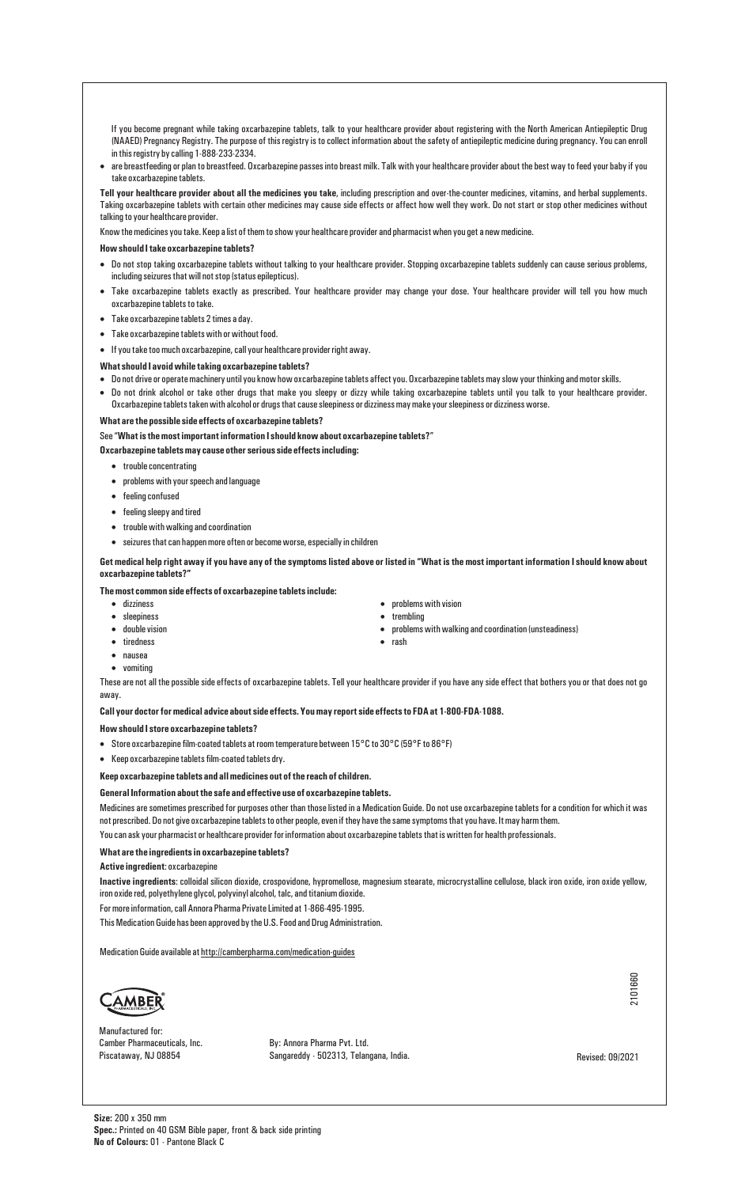If you become pregnant while taking oxcarbazepine tablets, talk to your healthcare provider about registering with the North American Antiepileptic Drug (NAAED) Pregnancy Registry. The purpose of this registry is to collect information about the safety of antiepileptic medicine during pregnancy. You can enroll in this registry by calling 1-888-233-2334.

- are breastfeeding or plan to breastfeed. Oxcarbazepine passes into breast milk. Talk with your healthcare provider about the best way to feed your baby if you take oxcarbazepine tablets.

**Tell your healthcare provider about all the medicines you take**, including prescription and over-the-counter medicines, vitamins, and herbal supplements. Taking oxcarbazepine tablets with certain other medicines may cause side effects or affect how well they work. Do not start or stop other medicines without talking to your healthcare provider.

Know the medicines you take. Keep a list of them to show your healthcare provider and pharmacist when you get a new medicine.

**How should I take oxcarbazepine tablets?**

- Do not stop taking oxcarbazepine tablets without talking to your healthcare provider. Stopping oxcarbazepine tablets suddenly can cause serious problems, including seizures that will not stop (status epilepticus).
- Take oxcarbazepine tablets exactly as prescribed. Your healthcare provider may change your dose. Your healthcare provider will tell you how much oxcarbazepine tablets to take.
- Take oxcarbazepine tablets 2 times a day.
- Take oxcarbazepine tablets with or without food.
- If you take too much oxcarbazepine, call your healthcare provider right away.

**What should I avoid while taking oxcarbazepine tablets?**

- Do not drive or operate machinery until you know how oxcarbazepine tablets affect you. Oxcarbazepine tablets may slow your thinking and motor skills.
- Do not drink alcohol or take other drugs that make you sleepy or dizzy while taking oxcarbazepine tablets until you talk to your healthcare provider. Oxcarbazepine tablets taken with alcohol or drugs that cause sleepiness or dizziness may make your sleepiness or dizziness worse.

**What are the possible side effects of oxcarbazepine tablets?**

See "**What is the most important information I should know about oxcarbazepine tablets?**"

**Oxcarbazepine tablets may cause other serious side effects including:**

- trouble concentrating
- problems with your speech and language
- feeling confused
- feeling sleepy and tired
- trouble with walking and coordination
- seizures that can happen more often or become worse, especially in children

**Get medical help right away if you have any of the symptoms listed above or listed in "What is the most important information I should know about oxcarbazepine tablets?"**

**The most common side effects of oxcarbazepine tablets include:**

- dizziness
- sleepiness
- double vision
- tiredness
- nausea
- vomiting
- problems with vision
- trembling
- problems with walking and coordination (unsteadiness)
- rash

These are not all the possible side effects of oxcarbazepine tablets. Tell your healthcare provider if you have any side effect that bothers you or that does not go away.

**Call your doctor for medical advice about side effects. You may report side effects to FDA at 1-800-FDA-1088.**

**How should I store oxcarbazepine tablets?**

- Store oxcarbazepine film-coated tablets at room temperature between 15°C to 30°C (59°F to 86°F)
- Keep oxcarbazepine tablets film-coated tablets dry.

**Keep oxcarbazepine tablets and all medicines out of the reach of children.**

**General Information about the safe and effective use of oxcarbazepine tablets.**

Medicines are sometimes prescribed for purposes other than those listed in a Medication Guide. Do not use oxcarbazepine tablets for a condition for which it was not prescribed. Do not give oxcarbazepine tablets to other people, even if they have the same symptoms that you have. It may harm them.

You can ask your pharmacist or healthcare provider for information about oxcarbazepine tablets that is written for health professionals.

**What are the ingredients in oxcarbazepine tablets?**

**Active ingredient**: oxcarbazepine

**Inactive ingredients**: colloidal silicon dioxide, crospovidone, hypromellose, magnesium stearate, microcrystalline cellulose, black iron oxide, iron oxide yellow, iron oxide red, polyethylene glycol, polyvinyl alcohol, talc, and titanium dioxide.

For more information, call Annora Pharma Private Limited at 1-866-495-1995.

This Medication Guide has been approved by the U.S. Food and Drug Administration.

Medication Guide available at http://camberpharma.com/medication-guides

CAMBER PHARMACEUTICALS, INC.

2101660

Manufactured for:
Camber Pharmaceuticals, Inc.
Piscataway, NJ 08854

By: Annora Pharma Pvt. Ltd.
Sangareddy - 502313, Telangana, India.

Revised: 09/2021

**Size:** 200 x 350 mm
**Spec.:** Printed on 40 GSM Bible paper, front & back side printing
**No of Colours:** 01 - Pantone Black C